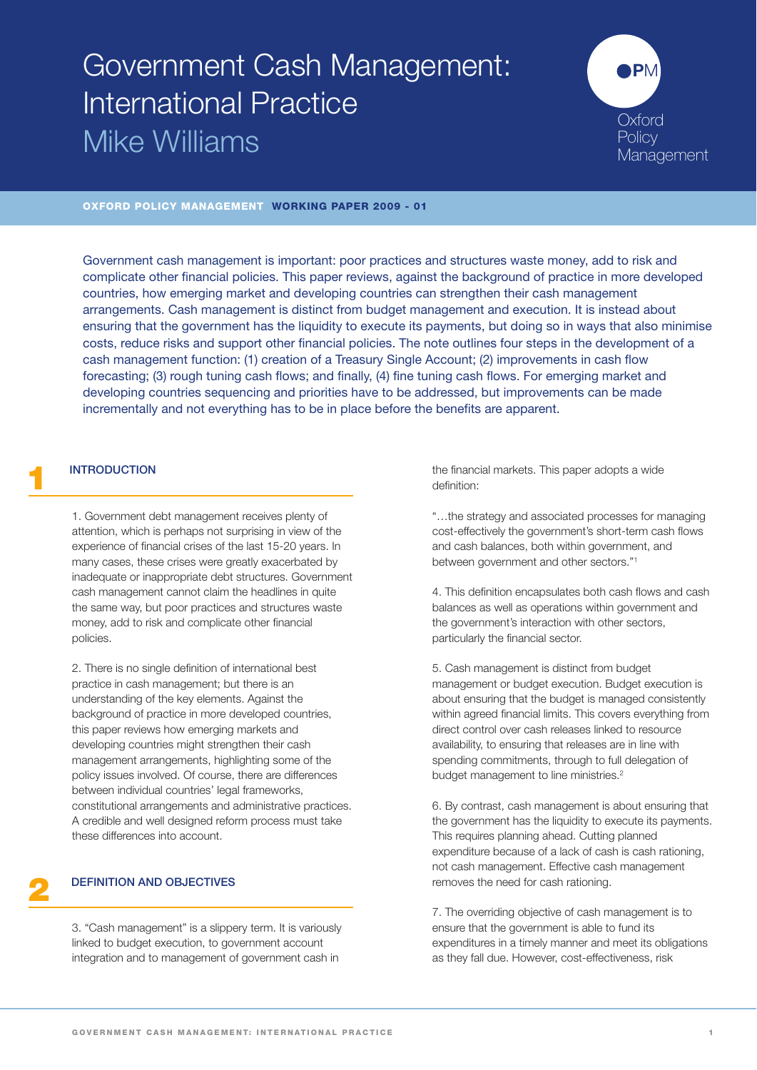# Government Cash Management: International Practice

Mike Williams

Oxford Policy Management

**OXFORD POLICY MANAGEMENT WORKING PAPER 2009 - 01**

Government cash management is important: poor practices and structures waste money, add to risk and complicate other financial policies. This paper reviews, against the background of practice in more developed countries, how emerging market and developing countries can strengthen their cash management arrangements. Cash management is distinct from budget management and execution. It is instead about ensuring that the government has the liquidity to execute its payments, but doing so in ways that also minimise costs, reduce risks and support other financial policies. The note outlines four steps in the development of a cash management function: (1) creation of a Treasury Single Account; (2) improvements in cash flow forecasting; (3) rough tuning cash flows; and finally, (4) fine tuning cash flows. For emerging market and developing countries sequencing and priorities have to be addressed, but improvements can be made incrementally and not everything has to be in place before the benefits are apparent.

## 1 INTRODUCTION

1. Government debt management receives plenty of attention, which is perhaps not surprising in view of the experience of financial crises of the last 15-20 years. In many cases, these crises were greatly exacerbated by inadequate or inappropriate debt structures. Government cash management cannot claim the headlines in quite the same way, but poor practices and structures waste money, add to risk and complicate other financial policies.

2. There is no single definition of international best practice in cash management; but there is an understanding of the key elements. Against the background of practice in more developed countries, this paper reviews how emerging markets and developing countries might strengthen their cash management arrangements, highlighting some of the policy issues involved. Of course, there are differences between individual countries' legal frameworks, constitutional arrangements and administrative practices. A credible and well designed reform process must take these differences into account.

## 2 DEFINITION AND OBJECTIVES

3. "Cash management" is a slippery term. It is variously linked to budget execution, to government account integration and to management of government cash in the financial markets. This paper adopts a wide definition:

"…the strategy and associated processes for managing cost-effectively the government's short-term cash flows and cash balances, both within government, and between government and other sectors."[1]

4. This definition encapsulates both cash flows and cash balances as well as operations within government and the government's interaction with other sectors, particularly the financial sector.

5. Cash management is distinct from budget management or budget execution. Budget execution is about ensuring that the budget is managed consistently within agreed financial limits. This covers everything from direct control over cash releases linked to resource availability, to ensuring that releases are in line with spending commitments, through to full delegation of budget management to line ministries.[2]

6. By contrast, cash management is about ensuring that the government has the liquidity to execute its payments. This requires planning ahead. Cutting planned expenditure because of a lack of cash is cash rationing, not cash management. Effective cash management removes the need for cash rationing.

7. The overriding objective of cash management is to ensure that the government is able to fund its expenditures in a timely manner and meet its obligations as they fall due. However, cost-effectiveness, risk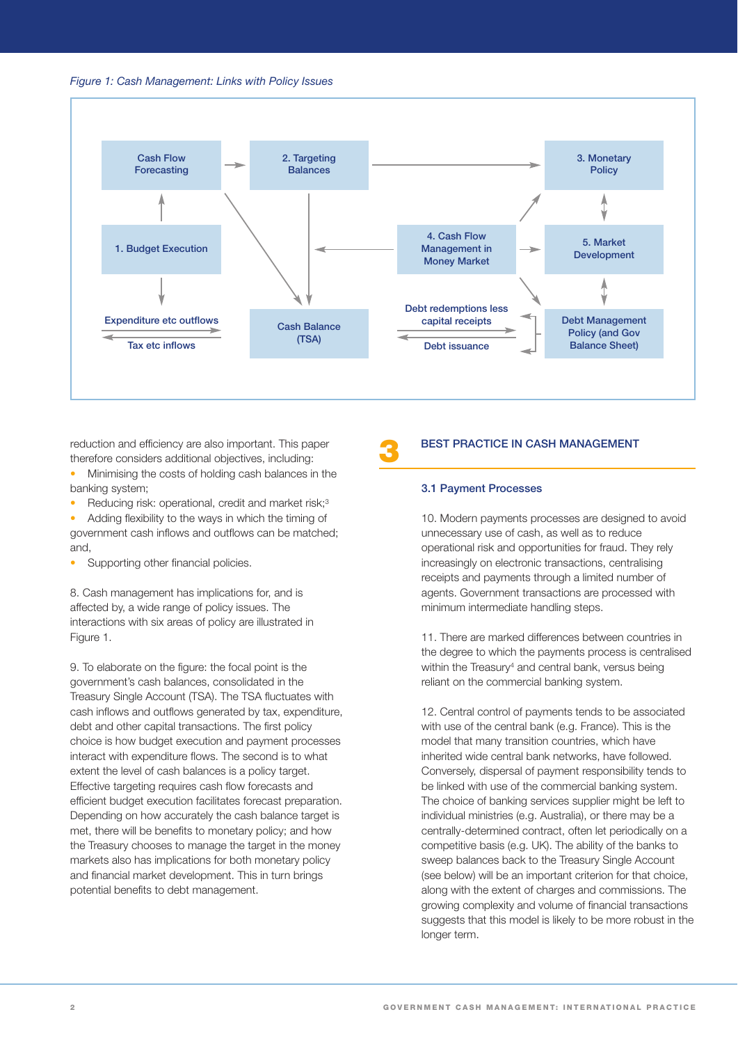*Figure 1: Cash Management: Links with Policy Issues*

Cash Flow Forecasting | 2. Targeting Balances | 3. Monetary Policy | 1. Budget Execution | 4. Cash Flow Management in Money Market | 5. Market Development | Expenditure etc outflows | Tax etc inflows | Cash Balance (TSA) | Debt redemptions less capital receipts | Debt issuance | Debt Management Policy (and Gov Balance Sheet)

reduction and efficiency are also important. This paper therefore considers additional objectives, including:

- Minimising the costs of holding cash balances in the banking system;
- Reducing risk: operational, credit and market risk;[3]
- Adding flexibility to the ways in which the timing of government cash inflows and outflows can be matched; and,
- Supporting other financial policies.

8. Cash management has implications for, and is affected by, a wide range of policy issues. The interactions with six areas of policy are illustrated in Figure 1.

9. To elaborate on the figure: the focal point is the government's cash balances, consolidated in the Treasury Single Account (TSA). The TSA fluctuates with cash inflows and outflows generated by tax, expenditure, debt and other capital transactions. The first policy choice is how budget execution and payment processes interact with expenditure flows. The second is to what extent the level of cash balances is a policy target. Effective targeting requires cash flow forecasts and efficient budget execution facilitates forecast preparation. Depending on how accurately the cash balance target is met, there will be benefits to monetary policy; and how the Treasury chooses to manage the target in the money markets also has implications for both monetary policy and financial market development. This in turn brings potential benefits to debt management.

## 3 BEST PRACTICE IN CASH MANAGEMENT

### 3.1 Payment Processes

10. Modern payments processes are designed to avoid unnecessary use of cash, as well as to reduce operational risk and opportunities for fraud. They rely increasingly on electronic transactions, centralising receipts and payments through a limited number of agents. Government transactions are processed with minimum intermediate handling steps.

11. There are marked differences between countries in the degree to which the payments process is centralised within the Treasury[4] and central bank, versus being reliant on the commercial banking system.

12. Central control of payments tends to be associated with use of the central bank (e.g. France). This is the model that many transition countries, which have inherited wide central bank networks, have followed. Conversely, dispersal of payment responsibility tends to be linked with use of the commercial banking system. The choice of banking services supplier might be left to individual ministries (e.g. Australia), or there may be a centrally-determined contract, often let periodically on a competitive basis (e.g. UK). The ability of the banks to sweep balances back to the Treasury Single Account (see below) will be an important criterion for that choice, along with the extent of charges and commissions. The growing complexity and volume of financial transactions suggests that this model is likely to be more robust in the longer term.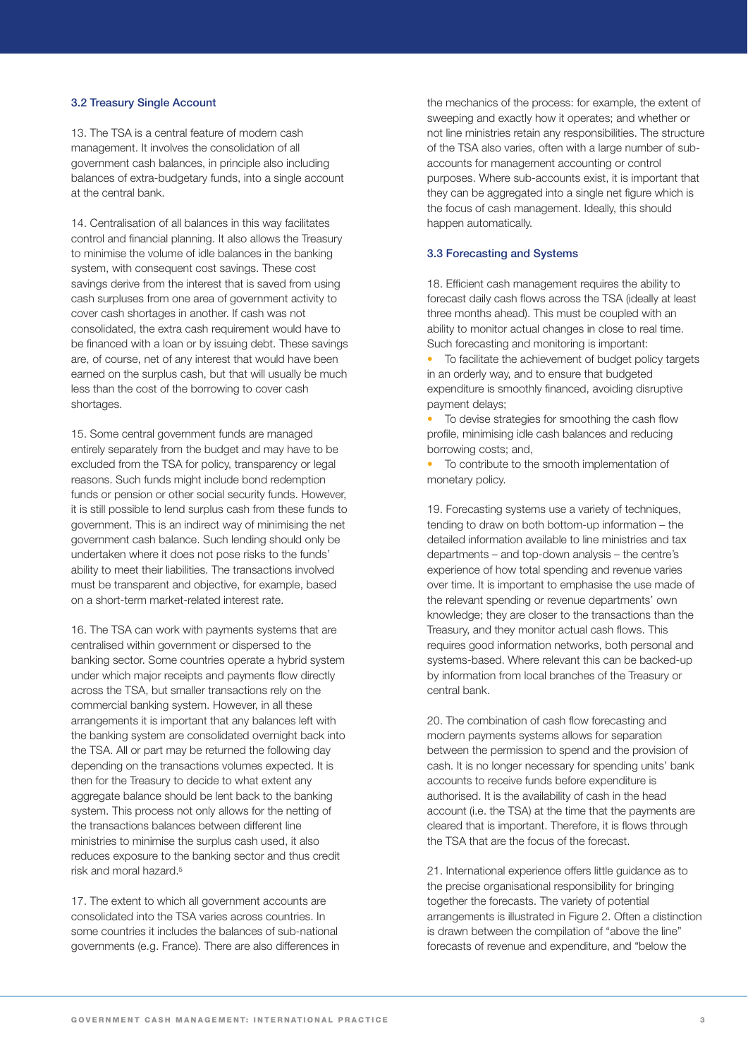### 3.2 Treasury Single Account

13. The TSA is a central feature of modern cash management. It involves the consolidation of all government cash balances, in principle also including balances of extra-budgetary funds, into a single account at the central bank.

14. Centralisation of all balances in this way facilitates control and financial planning. It also allows the Treasury to minimise the volume of idle balances in the banking system, with consequent cost savings. These cost savings derive from the interest that is saved from using cash surpluses from one area of government activity to cover cash shortages in another. If cash was not consolidated, the extra cash requirement would have to be financed with a loan or by issuing debt. These savings are, of course, net of any interest that would have been earned on the surplus cash, but that will usually be much less than the cost of the borrowing to cover cash shortages.

15. Some central government funds are managed entirely separately from the budget and may have to be excluded from the TSA for policy, transparency or legal reasons. Such funds might include bond redemption funds or pension or other social security funds. However, it is still possible to lend surplus cash from these funds to government. This is an indirect way of minimising the net government cash balance. Such lending should only be undertaken where it does not pose risks to the funds' ability to meet their liabilities. The transactions involved must be transparent and objective, for example, based on a short-term market-related interest rate.

16. The TSA can work with payments systems that are centralised within government or dispersed to the banking sector. Some countries operate a hybrid system under which major receipts and payments flow directly across the TSA, but smaller transactions rely on the commercial banking system. However, in all these arrangements it is important that any balances left with the banking system are consolidated overnight back into the TSA. All or part may be returned the following day depending on the transactions volumes expected. It is then for the Treasury to decide to what extent any aggregate balance should be lent back to the banking system. This process not only allows for the netting of the transactions balances between different line ministries to minimise the surplus cash used, it also reduces exposure to the banking sector and thus credit risk and moral hazard.[5]

17. The extent to which all government accounts are consolidated into the TSA varies across countries. In some countries it includes the balances of sub-national governments (e.g. France). There are also differences in the mechanics of the process: for example, the extent of sweeping and exactly how it operates; and whether or not line ministries retain any responsibilities. The structure of the TSA also varies, often with a large number of sub-accounts for management accounting or control purposes. Where sub-accounts exist, it is important that they can be aggregated into a single net figure which is the focus of cash management. Ideally, this should happen automatically.

### 3.3 Forecasting and Systems

18. Efficient cash management requires the ability to forecast daily cash flows across the TSA (ideally at least three months ahead). This must be coupled with an ability to monitor actual changes in close to real time. Such forecasting and monitoring is important:

- To facilitate the achievement of budget policy targets in an orderly way, and to ensure that budgeted expenditure is smoothly financed, avoiding disruptive payment delays;
- To devise strategies for smoothing the cash flow profile, minimising idle cash balances and reducing borrowing costs; and,
- To contribute to the smooth implementation of monetary policy.

19. Forecasting systems use a variety of techniques, tending to draw on both bottom-up information – the detailed information available to line ministries and tax departments – and top-down analysis – the centre's experience of how total spending and revenue varies over time. It is important to emphasise the use made of the relevant spending or revenue departments' own knowledge; they are closer to the transactions than the Treasury, and they monitor actual cash flows. This requires good information networks, both personal and systems-based. Where relevant this can be backed-up by information from local branches of the Treasury or central bank.

20. The combination of cash flow forecasting and modern payments systems allows for separation between the permission to spend and the provision of cash. It is no longer necessary for spending units' bank accounts to receive funds before expenditure is authorised. It is the availability of cash in the head account (i.e. the TSA) at the time that the payments are cleared that is important. Therefore, it is flows through the TSA that are the focus of the forecast.

21. International experience offers little guidance as to the precise organisational responsibility for bringing together the forecasts. The variety of potential arrangements is illustrated in Figure 2. Often a distinction is drawn between the compilation of "above the line" forecasts of revenue and expenditure, and "below the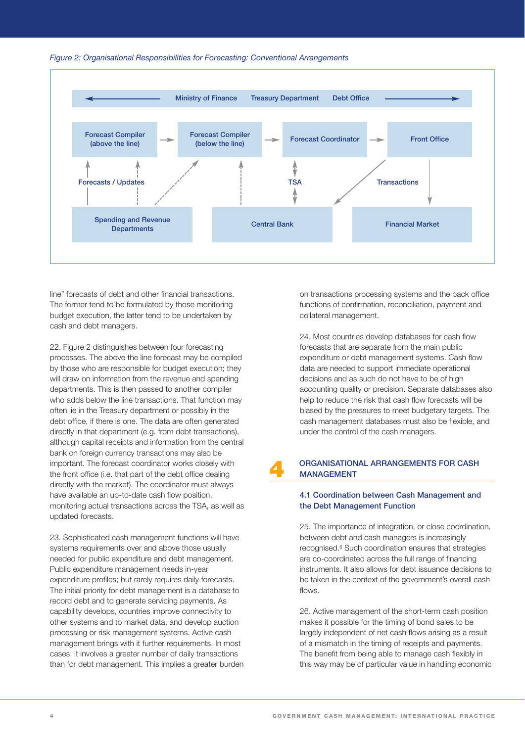*Figure 2: Organisational Responsibilities for Forecasting: Conventional Arrangements*

Ministry of Finance    Treasury Department    Debt Office

Forecast Compiler (above the line) → Forecast Compiler (below the line) → Forecast Coordinator → Front Office

Forecasts / Updates    TSA    Transactions

Spending and Revenue Departments    Central Bank    Financial Market

line" forecasts of debt and other financial transactions. The former tend to be formulated by those monitoring budget execution, the latter tend to be undertaken by cash and debt managers.

22. Figure 2 distinguishes between four forecasting processes. The above the line forecast may be compiled by those who are responsible for budget execution; they will draw on information from the revenue and spending departments. This is then passed to another compiler who adds below the line transactions. That function may often lie in the Treasury department or possibly in the debt office, if there is one. The data are often generated directly in that department (e.g. from debt transactions), although capital receipts and information from the central bank on foreign currency transactions may also be important. The forecast coordinator works closely with the front office (i.e. that part of the debt office dealing directly with the market). The coordinator must always have available an up-to-date cash flow position, monitoring actual transactions across the TSA, as well as updated forecasts.

23. Sophisticated cash management functions will have systems requirements over and above those usually needed for public expenditure and debt management. Public expenditure management needs in-year expenditure profiles; but rarely requires daily forecasts. The initial priority for debt management is a database to record debt and to generate servicing payments. As capability develops, countries improve connectivity to other systems and to market data, and develop auction processing or risk management systems. Active cash management brings with it further requirements. In most cases, it involves a greater number of daily transactions than for debt management. This implies a greater burden on transactions processing systems and the back office functions of confirmation, reconciliation, payment and collateral management.

24. Most countries develop databases for cash flow forecasts that are separate from the main public expenditure or debt management systems. Cash flow data are needed to support immediate operational decisions and as such do not have to be of high accounting quality or precision. Separate databases also help to reduce the risk that cash flow forecasts will be biased by the pressures to meet budgetary targets. The cash management databases must also be flexible, and under the control of the cash managers.

# 4 ORGANISATIONAL ARRANGEMENTS FOR CASH MANAGEMENT

## 4.1 Coordination between Cash Management and the Debt Management Function

25. The importance of integration, or close coordination, between debt and cash managers is increasingly recognised.[6] Such coordination ensures that strategies are co-coordinated across the full range of financing instruments. It also allows for debt issuance decisions to be taken in the context of the government's overall cash flows.

26. Active management of the short-term cash position makes it possible for the timing of bond sales to be largely independent of net cash flows arising as a result of a mismatch in the timing of receipts and payments. The benefit from being able to manage cash flexibly in this way may be of particular value in handling economic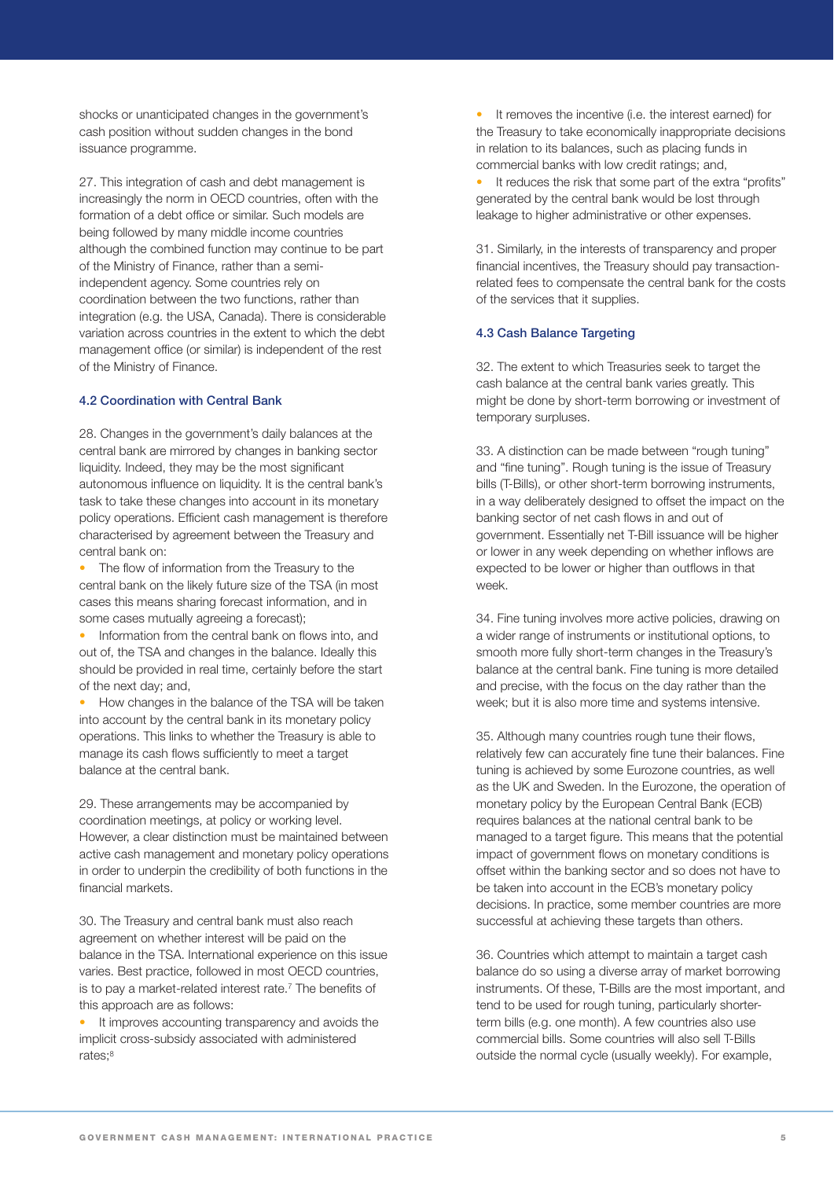shocks or unanticipated changes in the government's cash position without sudden changes in the bond issuance programme.

27. This integration of cash and debt management is increasingly the norm in OECD countries, often with the formation of a debt office or similar. Such models are being followed by many middle income countries although the combined function may continue to be part of the Ministry of Finance, rather than a semi-independent agency. Some countries rely on coordination between the two functions, rather than integration (e.g. the USA, Canada). There is considerable variation across countries in the extent to which the debt management office (or similar) is independent of the rest of the Ministry of Finance.

### 4.2 Coordination with Central Bank

28. Changes in the government's daily balances at the central bank are mirrored by changes in banking sector liquidity. Indeed, they may be the most significant autonomous influence on liquidity. It is the central bank's task to take these changes into account in its monetary policy operations. Efficient cash management is therefore characterised by agreement between the Treasury and central bank on:

- The flow of information from the Treasury to the central bank on the likely future size of the TSA (in most cases this means sharing forecast information, and in some cases mutually agreeing a forecast);
- Information from the central bank on flows into, and out of, the TSA and changes in the balance. Ideally this should be provided in real time, certainly before the start of the next day; and,
- How changes in the balance of the TSA will be taken into account by the central bank in its monetary policy operations. This links to whether the Treasury is able to manage its cash flows sufficiently to meet a target balance at the central bank.

29. These arrangements may be accompanied by coordination meetings, at policy or working level. However, a clear distinction must be maintained between active cash management and monetary policy operations in order to underpin the credibility of both functions in the financial markets.

30. The Treasury and central bank must also reach agreement on whether interest will be paid on the balance in the TSA. International experience on this issue varies. Best practice, followed in most OECD countries, is to pay a market-related interest rate.[7] The benefits of this approach are as follows:

- It improves accounting transparency and avoids the implicit cross-subsidy associated with administered rates;[8]
- It removes the incentive (i.e. the interest earned) for the Treasury to take economically inappropriate decisions in relation to its balances, such as placing funds in commercial banks with low credit ratings; and,
- It reduces the risk that some part of the extra "profits" generated by the central bank would be lost through leakage to higher administrative or other expenses.

31. Similarly, in the interests of transparency and proper financial incentives, the Treasury should pay transaction-related fees to compensate the central bank for the costs of the services that it supplies.

### 4.3 Cash Balance Targeting

32. The extent to which Treasuries seek to target the cash balance at the central bank varies greatly. This might be done by short-term borrowing or investment of temporary surpluses.

33. A distinction can be made between "rough tuning" and "fine tuning". Rough tuning is the issue of Treasury bills (T-Bills), or other short-term borrowing instruments, in a way deliberately designed to offset the impact on the banking sector of net cash flows in and out of government. Essentially net T-Bill issuance will be higher or lower in any week depending on whether inflows are expected to be lower or higher than outflows in that week.

34. Fine tuning involves more active policies, drawing on a wider range of instruments or institutional options, to smooth more fully short-term changes in the Treasury's balance at the central bank. Fine tuning is more detailed and precise, with the focus on the day rather than the week; but it is also more time and systems intensive.

35. Although many countries rough tune their flows, relatively few can accurately fine tune their balances. Fine tuning is achieved by some Eurozone countries, as well as the UK and Sweden. In the Eurozone, the operation of monetary policy by the European Central Bank (ECB) requires balances at the national central bank to be managed to a target figure. This means that the potential impact of government flows on monetary conditions is offset within the banking sector and so does not have to be taken into account in the ECB's monetary policy decisions. In practice, some member countries are more successful at achieving these targets than others.

36. Countries which attempt to maintain a target cash balance do so using a diverse array of market borrowing instruments. Of these, T-Bills are the most important, and tend to be used for rough tuning, particularly shorter-term bills (e.g. one month). A few countries also use commercial bills. Some countries will also sell T-Bills outside the normal cycle (usually weekly). For example,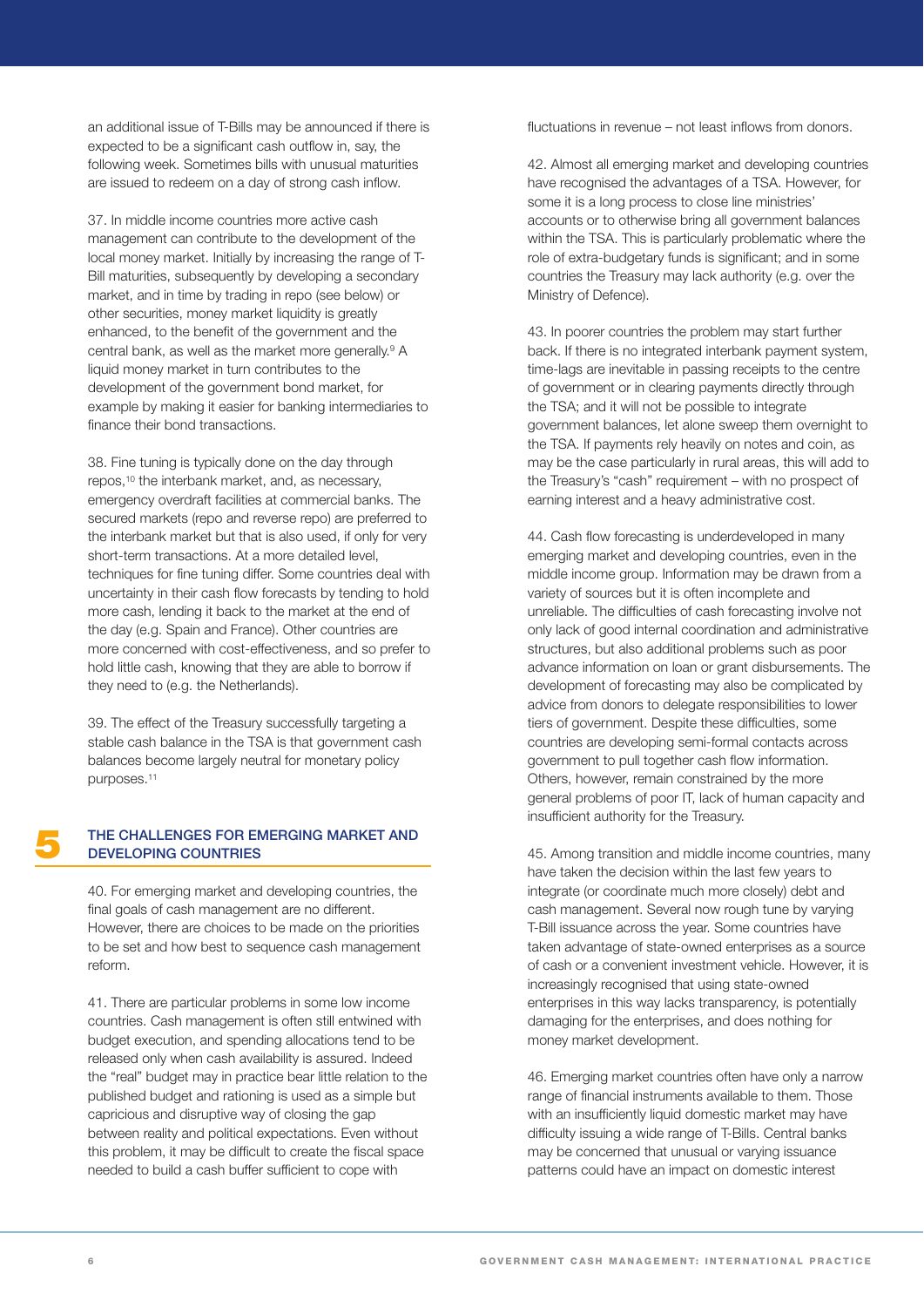an additional issue of T-Bills may be announced if there is expected to be a significant cash outflow in, say, the following week. Sometimes bills with unusual maturities are issued to redeem on a day of strong cash inflow.

37. In middle income countries more active cash management can contribute to the development of the local money market. Initially by increasing the range of T-Bill maturities, subsequently by developing a secondary market, and in time by trading in repo (see below) or other securities, money market liquidity is greatly enhanced, to the benefit of the government and the central bank, as well as the market more generally.[9] A liquid money market in turn contributes to the development of the government bond market, for example by making it easier for banking intermediaries to finance their bond transactions.

38. Fine tuning is typically done on the day through repos,[10] the interbank market, and, as necessary, emergency overdraft facilities at commercial banks. The secured markets (repo and reverse repo) are preferred to the interbank market but that is also used, if only for very short-term transactions. At a more detailed level, techniques for fine tuning differ. Some countries deal with uncertainty in their cash flow forecasts by tending to hold more cash, lending it back to the market at the end of the day (e.g. Spain and France). Other countries are more concerned with cost-effectiveness, and so prefer to hold little cash, knowing that they are able to borrow if they need to (e.g. the Netherlands).

39. The effect of the Treasury successfully targeting a stable cash balance in the TSA is that government cash balances become largely neutral for monetary policy purposes.[11]

## 5 THE CHALLENGES FOR EMERGING MARKET AND DEVELOPING COUNTRIES

40. For emerging market and developing countries, the final goals of cash management are no different. However, there are choices to be made on the priorities to be set and how best to sequence cash management reform.

41. There are particular problems in some low income countries. Cash management is often still entwined with budget execution, and spending allocations tend to be released only when cash availability is assured. Indeed the "real" budget may in practice bear little relation to the published budget and rationing is used as a simple but capricious and disruptive way of closing the gap between reality and political expectations. Even without this problem, it may be difficult to create the fiscal space needed to build a cash buffer sufficient to cope with fluctuations in revenue – not least inflows from donors.

42. Almost all emerging market and developing countries have recognised the advantages of a TSA. However, for some it is a long process to close line ministries' accounts or to otherwise bring all government balances within the TSA. This is particularly problematic where the role of extra-budgetary funds is significant; and in some countries the Treasury may lack authority (e.g. over the Ministry of Defence).

43. In poorer countries the problem may start further back. If there is no integrated interbank payment system, time-lags are inevitable in passing receipts to the centre of government or in clearing payments directly through the TSA; and it will not be possible to integrate government balances, let alone sweep them overnight to the TSA. If payments rely heavily on notes and coin, as may be the case particularly in rural areas, this will add to the Treasury's "cash" requirement – with no prospect of earning interest and a heavy administrative cost.

44. Cash flow forecasting is underdeveloped in many emerging market and developing countries, even in the middle income group. Information may be drawn from a variety of sources but it is often incomplete and unreliable. The difficulties of cash forecasting involve not only lack of good internal coordination and administrative structures, but also additional problems such as poor advance information on loan or grant disbursements. The development of forecasting may also be complicated by advice from donors to delegate responsibilities to lower tiers of government. Despite these difficulties, some countries are developing semi-formal contacts across government to pull together cash flow information. Others, however, remain constrained by the more general problems of poor IT, lack of human capacity and insufficient authority for the Treasury.

45. Among transition and middle income countries, many have taken the decision within the last few years to integrate (or coordinate much more closely) debt and cash management. Several now rough tune by varying T-Bill issuance across the year. Some countries have taken advantage of state-owned enterprises as a source of cash or a convenient investment vehicle. However, it is increasingly recognised that using state-owned enterprises in this way lacks transparency, is potentially damaging for the enterprises, and does nothing for money market development.

46. Emerging market countries often have only a narrow range of financial instruments available to them. Those with an insufficiently liquid domestic market may have difficulty issuing a wide range of T-Bills. Central banks may be concerned that unusual or varying issuance patterns could have an impact on domestic interest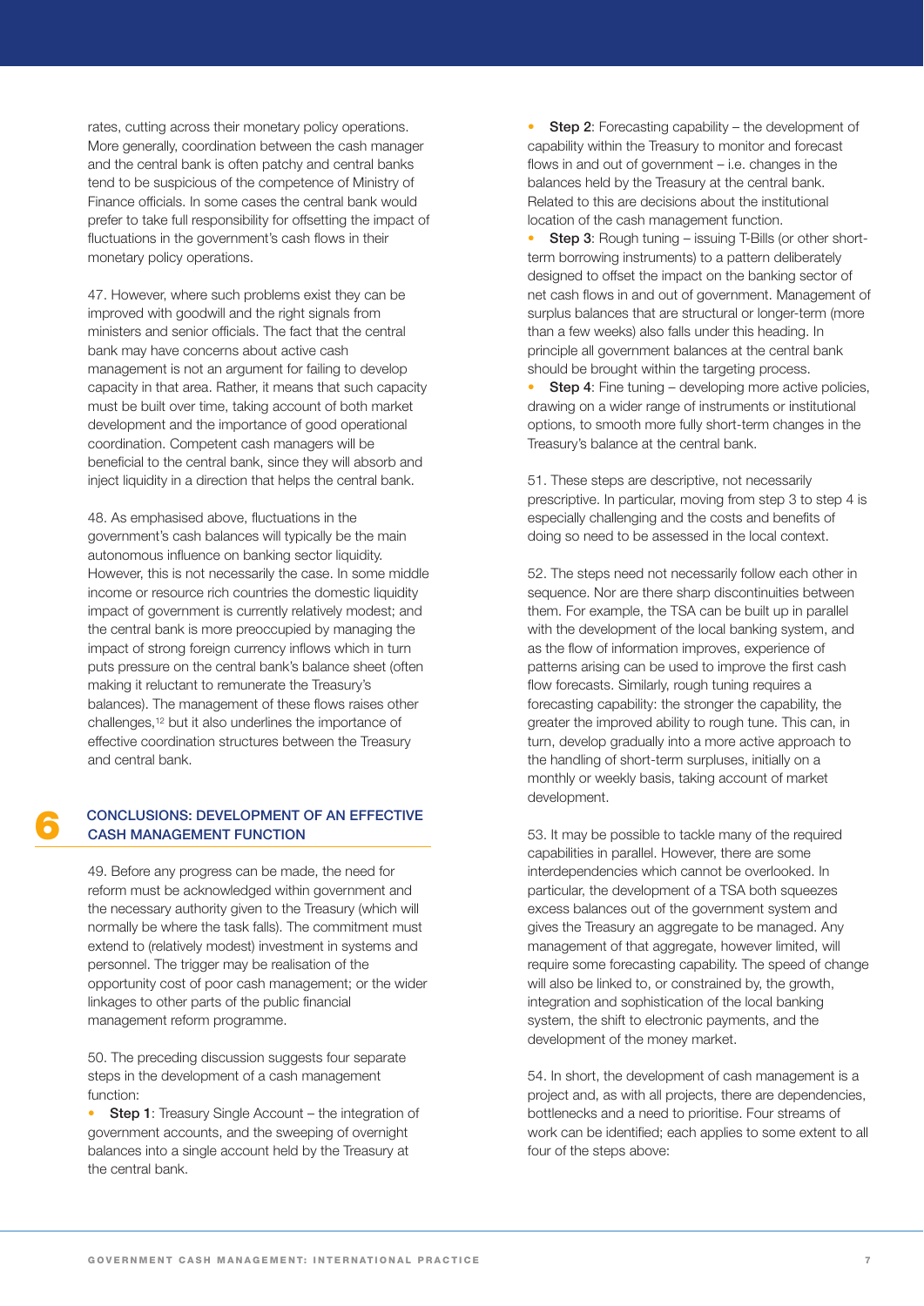rates, cutting across their monetary policy operations. More generally, coordination between the cash manager and the central bank is often patchy and central banks tend to be suspicious of the competence of Ministry of Finance officials. In some cases the central bank would prefer to take full responsibility for offsetting the impact of fluctuations in the government's cash flows in their monetary policy operations.

47. However, where such problems exist they can be improved with goodwill and the right signals from ministers and senior officials. The fact that the central bank may have concerns about active cash management is not an argument for failing to develop capacity in that area. Rather, it means that such capacity must be built over time, taking account of both market development and the importance of good operational coordination. Competent cash managers will be beneficial to the central bank, since they will absorb and inject liquidity in a direction that helps the central bank.

48. As emphasised above, fluctuations in the government's cash balances will typically be the main autonomous influence on banking sector liquidity. However, this is not necessarily the case. In some middle income or resource rich countries the domestic liquidity impact of government is currently relatively modest; and the central bank is more preoccupied by managing the impact of strong foreign currency inflows which in turn puts pressure on the central bank's balance sheet (often making it reluctant to remunerate the Treasury's balances). The management of these flows raises other challenges,[12] but it also underlines the importance of effective coordination structures between the Treasury and central bank.

## 6 CONCLUSIONS: DEVELOPMENT OF AN EFFECTIVE CASH MANAGEMENT FUNCTION

49. Before any progress can be made, the need for reform must be acknowledged within government and the necessary authority given to the Treasury (which will normally be where the task falls). The commitment must extend to (relatively modest) investment in systems and personnel. The trigger may be realisation of the opportunity cost of poor cash management; or the wider linkages to other parts of the public financial management reform programme.

50. The preceding discussion suggests four separate steps in the development of a cash management function:

- **Step 1**: Treasury Single Account – the integration of government accounts, and the sweeping of overnight balances into a single account held by the Treasury at the central bank.
- **Step 2**: Forecasting capability – the development of capability within the Treasury to monitor and forecast flows in and out of government – i.e. changes in the balances held by the Treasury at the central bank. Related to this are decisions about the institutional location of the cash management function.
- **Step 3**: Rough tuning – issuing T-Bills (or other short-term borrowing instruments) to a pattern deliberately designed to offset the impact on the banking sector of net cash flows in and out of government. Management of surplus balances that are structural or longer-term (more than a few weeks) also falls under this heading. In principle all government balances at the central bank should be brought within the targeting process.
- **Step 4**: Fine tuning – developing more active policies, drawing on a wider range of instruments or institutional options, to smooth more fully short-term changes in the Treasury's balance at the central bank.

51. These steps are descriptive, not necessarily prescriptive. In particular, moving from step 3 to step 4 is especially challenging and the costs and benefits of doing so need to be assessed in the local context.

52. The steps need not necessarily follow each other in sequence. Nor are there sharp discontinuities between them. For example, the TSA can be built up in parallel with the development of the local banking system, and as the flow of information improves, experience of patterns arising can be used to improve the first cash flow forecasts. Similarly, rough tuning requires a forecasting capability: the stronger the capability, the greater the improved ability to rough tune. This can, in turn, develop gradually into a more active approach to the handling of short-term surpluses, initially on a monthly or weekly basis, taking account of market development.

53. It may be possible to tackle many of the required capabilities in parallel. However, there are some interdependencies which cannot be overlooked. In particular, the development of a TSA both squeezes excess balances out of the government system and gives the Treasury an aggregate to be managed. Any management of that aggregate, however limited, will require some forecasting capability. The speed of change will also be linked to, or constrained by, the growth, integration and sophistication of the local banking system, the shift to electronic payments, and the development of the money market.

54. In short, the development of cash management is a project and, as with all projects, there are dependencies, bottlenecks and a need to prioritise. Four streams of work can be identified; each applies to some extent to all four of the steps above: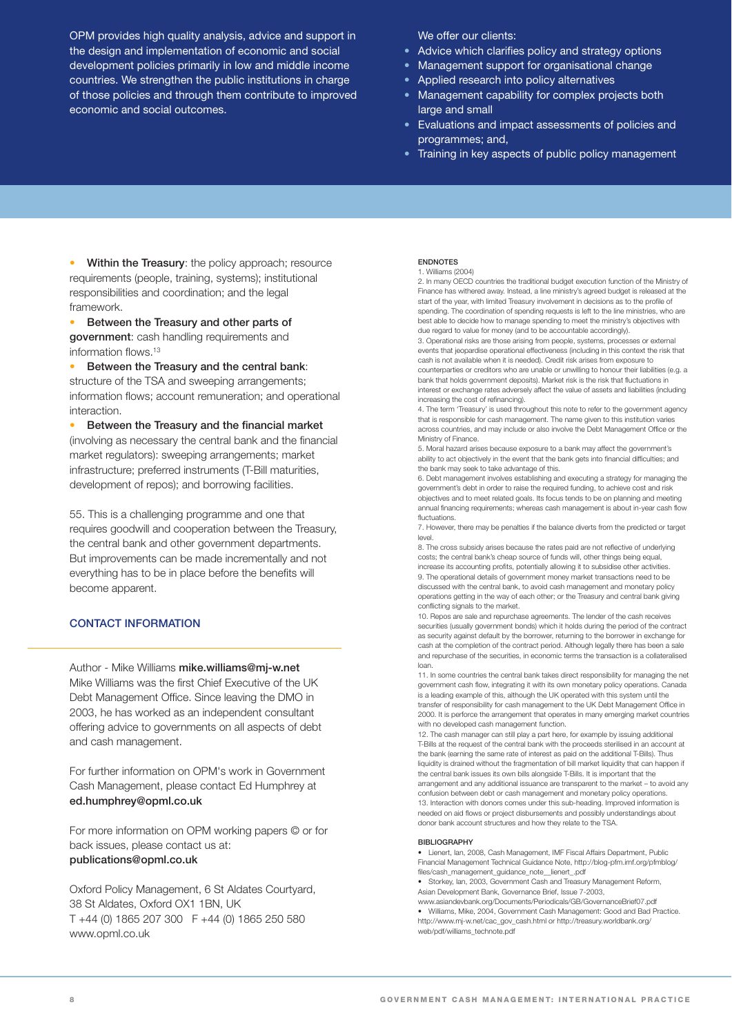OPM provides high quality analysis, advice and support in the design and implementation of economic and social development policies primarily in low and middle income countries. We strengthen the public institutions in charge of those policies and through them contribute to improved economic and social outcomes.

We offer our clients:

- Advice which clarifies policy and strategy options
- Management support for organisational change
- Applied research into policy alternatives
- Management capability for complex projects both large and small
- Evaluations and impact assessments of policies and programmes; and,
- Training in key aspects of public policy management

- **Within the Treasury**: the policy approach; resource requirements (people, training, systems); institutional responsibilities and coordination; and the legal framework.
- **Between the Treasury and other parts of government**: cash handling requirements and information flows.[13]
- **Between the Treasury and the central bank**: structure of the TSA and sweeping arrangements; information flows; account remuneration; and operational interaction.
- **Between the Treasury and the financial market** (involving as necessary the central bank and the financial market regulators): sweeping arrangements; market infrastructure; preferred instruments (T-Bill maturities, development of repos); and borrowing facilities.

55. This is a challenging programme and one that requires goodwill and cooperation between the Treasury, the central bank and other government departments. But improvements can be made incrementally and not everything has to be in place before the benefits will become apparent.

## CONTACT INFORMATION

Author - Mike Williams **mike.williams@mj-w.net**
Mike Williams was the first Chief Executive of the UK Debt Management Office. Since leaving the DMO in 2003, he has worked as an independent consultant offering advice to governments on all aspects of debt and cash management.

For further information on OPM's work in Government Cash Management, please contact Ed Humphrey at **ed.humphrey@opml.co.uk**

For more information on OPM working papers © or for back issues, please contact us at:
**publications@opml.co.uk**

Oxford Policy Management, 6 St Aldates Courtyard, 38 St Aldates, Oxford OX1 1BN, UK
T +44 (0) 1865 207 300   F +44 (0) 1865 250 580
www.opml.co.uk

### ENDNOTES

1. Williams (2004)
2. In many OECD countries the traditional budget execution function of the Ministry of Finance has withered away. Instead, a line ministry's agreed budget is released at the start of the year, with limited Treasury involvement in decisions as to the profile of spending. The coordination of spending requests is left to the line ministries, who are best able to decide how to manage spending to meet the ministry's objectives with due regard to value for money (and to be accountable accordingly).
3. Operational risks are those arising from people, systems, processes or external events that jeopardise operational effectiveness (including in this context the risk that cash is not available when it is needed). Credit risk arises from exposure to counterparties or creditors who are unable or unwilling to honour their liabilities (e.g. a bank that holds government deposits). Market risk is the risk that fluctuations in interest or exchange rates adversely affect the value of assets and liabilities (including increasing the cost of refinancing).
4. The term 'Treasury' is used throughout this note to refer to the government agency that is responsible for cash management. The name given to this institution varies across countries, and may include or also involve the Debt Management Office or the Ministry of Finance.
5. Moral hazard arises because exposure to a bank may affect the government's ability to act objectively in the event that the bank gets into financial difficulties; and the bank may seek to take advantage of this.
6. Debt management involves establishing and executing a strategy for managing the government's debt in order to raise the required funding, to achieve cost and risk objectives and to meet related goals. Its focus tends to be on planning and meeting annual financing requirements; whereas cash management is about in-year cash flow fluctuations.
7. However, there may be penalties if the balance diverts from the predicted or target level.
8. The cross subsidy arises because the rates paid are not reflective of underlying costs; the central bank's cheap source of funds will, other things being equal, increase its accounting profits, potentially allowing it to subsidise other activities.
9. The operational details of government money market transactions need to be discussed with the central bank, to avoid cash management and monetary policy operations getting in the way of each other; or the Treasury and central bank giving conflicting signals to the market.
10. Repos are sale and repurchase agreements. The lender of the cash receives securities (usually government bonds) which it holds during the period of the contract as security against default by the borrower, returning to the borrower in exchange for cash at the completion of the contract period. Although legally there has been a sale and repurchase of the securities, in economic terms the transaction is a collateralised loan.
11. In some countries the central bank takes direct responsibility for managing the net government cash flow, integrating it with its own monetary policy operations. Canada is a leading example of this, although the UK operated with this system until the transfer of responsibility for cash management to the UK Debt Management Office in 2000. It is perforce the arrangement that operates in many emerging market countries with no developed cash management function.
12. The cash manager can still play a part here, for example by issuing additional T-Bills at the request of the central bank with the proceeds sterilised in an account at the bank (earning the same rate of interest as paid on the additional T-Bills). Thus liquidity is drained without the fragmentation of bill market liquidity that can happen if the central bank issues its own bills alongside T-Bills. It is important that the arrangement and any additional issuance are transparent to the market – to avoid any confusion between debt or cash management and monetary policy operations.
13. Interaction with donors comes under this sub-heading. Improved information is needed on aid flows or project disbursements and possibly understandings about donor bank account structures and how they relate to the TSA.

### BIBLIOGRAPHY

- Lienert, Ian, 2008, Cash Management, IMF Fiscal Affairs Department, Public Financial Management Technical Guidance Note, http://blog-pfm.imf.org/pfmblog/files/cash_management_guidance_note__lienert_.pdf
- Storkey, Ian, 2003, Government Cash and Treasury Management Reform, Asian Development Bank, Governance Brief, Issue 7-2003, www.asiandevbank.org/Documents/Periodicals/GB/GovernanceBrief07.pdf
- Williams, Mike, 2004, Government Cash Management: Good and Bad Practice. http://www.mj-w.net/cac_gov_cash.html or http://treasury.worldbank.org/web/pdf/williams_technote.pdf